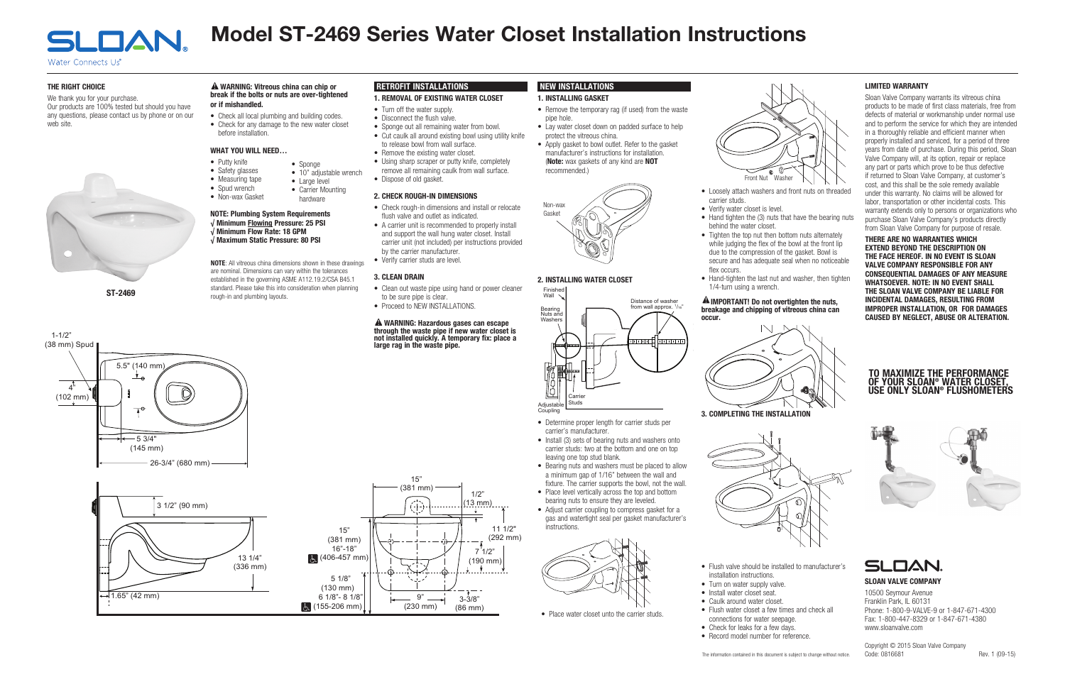# Model ST-2469 Series Water Closet Installation Instructions

Water Connects Us®

## THE RIGHT CHOICE

We thank you for your purchase.
Our products are 100% tested but should you have any questions, please contact us by phone or on our web site.

ST-2469

1-1/2" (38 mm) Spud
5.5" (140 mm)
4" (102 mm)
5 3/4" (145 mm)
26-3/4" (680 mm)
3 1/2" (90 mm)
13 1/4" (336 mm)
1.65" (42 mm)

**⚠ WARNING: Vitreous china can chip or break if the bolts or nuts are over-tightened or if mishandled.**

- Check all local plumbing and building codes.
- Check for any damage to the new water closet before installation.

### WHAT YOU WILL NEED…

- Putty knife
- Safety glasses
- Measuring tape
- Spud wrench
- Non-wax Gasket
- Sponge
- 10" adjustable wrench
- Large level
- Carrier Mounting hardware

**NOTE: Plumbing System Requirements**
**√ Minimum Flowing Pressure: 25 PSI**
**√ Minimum Flow Rate: 18 GPM**
**√ Maximum Static Pressure: 80 PSI**

**NOTE**: All vitreous china dimensions shown in these drawings are nominal. Dimensions can vary within the tolerances established in the governing ASME A112.19.2/CSA B45.1 standard. Please take this into consideration when planning rough-in and plumbing layouts.

15" (381 mm)
16"-18" (406-457 mm)
5 1/8" (130 mm)
6 1/8"- 8 1/8" (155-206 mm)
15" (381 mm)
1/2" (13 mm)
11 1/2" (292 mm)
7 1/2" (190 mm)
9" (230 mm)
3-3/8" (86 mm)

## RETROFIT INSTALLATIONS

### 1. REMOVAL OF EXISTING WATER CLOSET

- Turn off the water supply.
- Disconnect the flush valve.
- Sponge out all remaining water from bowl.
- Cut caulk all around existing bowl using utility knife to release bowl from wall surface.
- Remove the existing water closet.
- Using sharp scraper or putty knife, completely remove all remaining caulk from wall surface.
- Dispose of old gasket.

### 2. CHECK ROUGH-IN DIMENSIONS

- Check rough-in dimensions and install or relocate flush valve and outlet as indicated.
- A carrier unit is recommended to properly install and support the wall hung water closet. Install carrier unit (not included) per instructions provided by the carrier manufacturer.
- Verify carrier studs are level.

### 3. CLEAN DRAIN

- Clean out waste pipe using hand or power cleaner to be sure pipe is clear.
- Proceed to NEW INSTALLATIONS.

**⚠ WARNING: Hazardous gases can escape through the waste pipe if new water closet is not installed quickly. A temporary fix: place a large rag in the waste pipe.**

## NEW INSTALLATIONS

### 1. INSTALLING GASKET

- Remove the temporary rag (if used) from the waste pipe hole.
- Lay water closet down on padded surface to help protect the vitreous china.
- Apply gasket to bowl outlet. Refer to the gasket manufacturer's instructions for installation. (**Note:** wax gaskets of any kind are **NOT** recommended.)

Non-wax Gasket

### 2. INSTALLING WATER CLOSET

Finished Wall
Bearing Nuts and Washers
Distance of washer from wall approx. 1/16"
Adjustable Coupling
Carrier Studs

- Determine proper length for carrier studs per carrier's manufacturer.
- Install (3) sets of bearing nuts and washers onto carrier studs: two at the bottom and one on top leaving one top stud blank.
- Bearing nuts and washers must be placed to allow a minimum gap of 1/16" between the wall and fixture. The carrier supports the bowl, not the wall.
- Place level vertically across the top and bottom bearing nuts to ensure they are leveled.
- Adjust carrier coupling to compress gasket for a gas and watertight seal per gasket manufacturer's instructions.

- Place water closet unto the carrier studs.

Front Nut Washer

- Loosely attach washers and front nuts on threaded carrier studs.
- Verify water closet is level.
- Hand tighten the (3) nuts that have the bearing nuts behind the water closet.
- Tighten the top nut then bottom nuts alternately while judging the flex of the bowl at the front lip due to the compression of the gasket. Bowl is secure and has adequate seal when no noticeable flex occurs.
- Hand-tighten the last nut and washer, then tighten 1/4-turn using a wrench.

**⚠ IMPORTANT! Do not overtighten the nuts, breakage and chipping of vitreous china can occur.**

### 3. COMPLETING THE INSTALLATION

- Flush valve should be installed to manufacturer's installation instructions.
- Turn on water supply valve.
- Install water closet seat.
- Caulk around water closet.
- Flush water closet a few times and check all connections for water seepage.
- Check for leaks for a few days.
- Record model number for reference.

The information contained in this document is subject to change without notice.

## LIMITED WARRANTY

Sloan Valve Company warrants its vitreous china products to be made of first class materials, free from defects of material or workmanship under normal use and to perform the service for which they are intended in a thoroughly reliable and efficient manner when properly installed and serviced, for a period of three years from date of purchase. During this period, Sloan Valve Company will, at its option, repair or replace any part or parts which prove to be thus defective if returned to Sloan Valve Company, at customer's cost, and this shall be the sole remedy available under this warranty. No claims will be allowed for labor, transportation or other incidental costs. This warranty extends only to persons or organizations who purchase Sloan Valve Company's products directly from Sloan Valve Company for purpose of resale.

**THERE ARE NO WARRANTIES WHICH EXTEND BEYOND THE DESCRIPTION ON THE FACE HEREOF. IN NO EVENT IS SLOAN VALVE COMPANY RESPONSIBLE FOR ANY CONSEQUENTIAL DAMAGES OF ANY MEASURE WHATSOEVER. NOTE: IN NO EVENT SHALL THE SLOAN VALVE COMPANY BE LIABLE FOR INCIDENTAL DAMAGES, RESULTING FROM IMPROPER INSTALLATION, OR FOR DAMAGES CAUSED BY NEGLECT, ABUSE OR ALTERATION.**

**TO MAXIMIZE THE PERFORMANCE OF YOUR SLOAN® WATER CLOSET, USE ONLY SLOAN® FLUSHOMETERS**

**SLOAN VALVE COMPANY**

10500 Seymour Avenue
Franklin Park, IL 60131
Phone: 1-800-9-VALVE-9 or 1-847-671-4300
Fax: 1-800-447-8329 or 1-847-671-4380
www.sloanvalve.com

Copyright © 2015 Sloan Valve Company
Code: 0816681 Rev. 1 (09-15)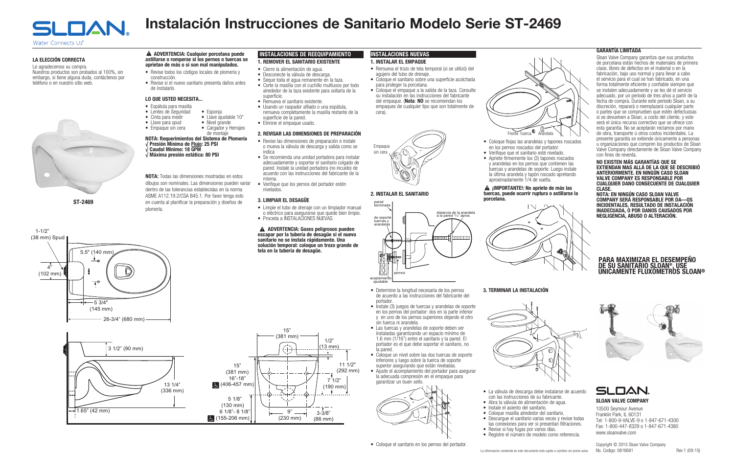# Instalación Instrucciones de Sanitario Modelo Serie ST-2469

SLOAN
Water Connects Us®

**LA ELECCIÓN CORRECTA**

Le agradecemos su compra.
Nuestros productos son probados al 100%, sin embargo, si tiene alguna duda, contáctenos por teléfono o en nuestro sitio web.

**ST-2469**

1-1/2" (38 mm) Spud

5.5" (140 mm)

4" (102 mm)

5 3/4" (145 mm)

26-3/4" (680 mm)

3 1/2" (90 mm)

13 1/4" (336 mm)

1.65" (42 mm)

15" (381 mm)

1/2" (13 mm)

15" (381 mm)

16"-18" (406-457 mm)

11 1/2" (292 mm)

7 1/2" (190 mm)

5 1/8" (130 mm)

6 1/8"- 8 1/8" (155-206 mm)

9" (230 mm)

3-3/8" (86 mm)

**⚠ ADVERTENCIA: Cualquier porcelana puede astillarse o romperse si los pernos o tuercas se aprietan de más o si son mal manipulados.**

- Revise todos los códigos locales de plomería y construcción.
- Revise si el nuevo sanitario presenta daños antes de instalarlo.

**LO QUE USTED NECESITA...**

- Espátula para masilla
- Lentes de Seguridad
- Cinta para medir
- Llave para spud
- Empaque sin cera
- Esponja
- Llave ajustable 10"
- Nivel grande
- Cargador y Herrajes de montaje

**NOTA: Requerimientos del Sistema de Plomería**
**√ Presión Mínima de Flujo: 25 PSI**
**√ Caudal Mínimo: 18 GPM**
**√ Máxima presión estática: 80 PSI**

**NOTA:** Todas las dimensiones mostradas en estos dibujos son nominales. Las dimensiones pueden variar dentro de las tolerancias establecidas en la norma ASME A112.19.2/CSA B45.1. Por favor tenga esto en cuenta al planificar la preparación y diseños de plomería.

## INSTALACIONES DE REEQUIPAMIENTO

**1. REMOVER EL SANITARIO EXISTENTE**

- Cierre la alimentación de agua.
- Desconecte la válvula de descarga.
- Seque toda el agua remanente en la taza.
- Corte la masilla con el cuchillo multiusos por todo alrededor de la taza existente para soltarla de la superficie.
- Remueva el sanitario existente.
- Usando un raspador afilado o una espátula, remueva completamente la masilla restante de la superficie de la pared.
- Elimine el empaque usado.

**2. REVISAR LAS DIMENSIONES DE PREPARACIÓN**

- Revise las dimensiones de preparación e instale o mueva la válvula de descarga y salida como se indica
- Se recomienda una unidad portadora para instalar adecuadamente y soportar el sanitario colgado de pared. Instale la unidad portadora (no incluido) de acuerdo con las instrucciones del fabricante de la misma.
- Verifique que los pernos del portador estén nivelados.

**3. LIMPIAR EL DESAGÜE**

- Limpie el tubo de drenaje con un limpiador manual o eléctrico para asegurarse que quede bien limpio.
- Proceda a INSTALACIONES NUEVAS.

**⚠ ADVERTENCIA: Gases peligrosos pueden escapar por la tubería de desagüe si el nuevo sanitario no se instala rápidamente. Una solución temporal: coloque un trozo grande de tela en la tubería de desagüe.**

## INSTALACIONES NUEVAS

**1. INSTALAR EL EMPAQUE**

- Remueva el trozo de tela temporal (si se utilizó) del agujero del tubo de drenaje.
- Coloque el sanitario sobre una superficie acolchada para proteger la porcelana.
- Coloque el empaque a la salida de la taza. Consulte su instalación en las instrucciones del fabricante del empaque. (**Nota**: **NO** se recomiendan los empaques de cualquier tipo que son totalmente de cera).

Empaque sin cera

**2. INSTALAR EL SANITARIO**

parad terminada

de soporte tuercas y arandelas

distancia de la arandela a la pared 1/16" aprox.

pernos

acoplamiento ajustable

- Determine la longitud necesaria de los pernos de acuerdo a las instrucciones del fabricante del portador.
- Instale (3) juegos de tuercas y arandelas de soporte en los pernos del portador: dos en la parte inferior y en uno de los pernos superiores dejando el otro sin tuerca ni arandela.
- Las tuercas y arandelas de soporte deben ser instaladas garantizando un espacio mínimo de 1.6 mm (1/16") entre el sanitario y la pared. El portador es el que debe soportar el sanitario, no la pared.
- Coloque un nivel sobre las dos tuercas de soporte inferiores y luego sobre la tuerca de soporte superior asegurando que están niveladas.
- Ajuste el acoplamiento del portador para asegurar la adecuada compresión en el empaque para garantizar un buen sello.

- Coloque el sanitario en los pernos del portador.

Frente Tuerca Arandela

- Coloque flojas las arandelas y tapones roscados en los pernos roscados del portador.
- Verifique que el sanitario esté nivelado.
- Apriete firmemente los (3) tapones roscados y arandelas en los pernos que contienen las tuercas y arandelas de soporte. Luego instale la última arandela y tapón roscado apretando aproximadamente 1/4 de vuelta.

**⚠ ¡IMPORTANTE!: No apriete de más las tuercas, puede ocurrir ruptura o astillarse la porcelana.**

**3. TERMINAR LA INSTALACIÓN**

- La válvula de descarga debe instalarse de acuerdo con las instrucciones de su fabricante.
- Abra la válvula de alimentación de agua.
- Instale el asiento del sanitario.
- Coloque masilla alrededor del sanitario.
- Descargue el sanitario varias veces y revise todas las conexiones para ver si presentan filtraciones.
- Revise si hay fugas por varios días.
- Registre el número de modelo como referencia.

**GARANTÍA LIMITADA**

Sloan Valve Company garantiza que sus productos de porcelana están hechos de materiales de primera clase, libres de defectos en el material o en la fabricación, bajo uso normal y para llevar a cabo el servicio para el cual se han fabricado, en una forma totalmente eficiente y confiable siempre que se instalen adecuadamente y se les dé el servicio adecuado, por un periodo de tres años a partir de la fecha de compra. Durante este periodo Sloan, a su discreción, reparará o reemplazará cualquier parte o partes que se comprueben que estén defectuosas si se devuelven a Sloan, a costo del cliente, y este será el único recurso correctivo que se ofrece con esta garantía. No se aceptarán reclamos por mano de obra, transporte ú otros costos incidentales. La presente garantía se extiende únicamente a personas u organizaciones que compren los productos de Sloan Valve Company directamente de Sloan Valve Company con fines de reventa.

**NO EXISTEN MÁS GARANTÍAS QUE SE EXTIENDAN MAS ALLÁ DE LA QUE SE DESCRIBIÓ ANTERIORMENTE. EN NINGÚN CASO SLOAN VALVE COMPANY ES RESPONSABLE POR CUALQUIER DAÑO CONSECUENTE DE CUALQUIER CLASE.**
**NOTA: EN NINGÚN CASO SLOAN VALVE COMPANY SERÁ RESPONSABLE POR DA—OS INCIDENTALES, RESULTADO DE INSTALACIÓN INADECUADA, O POR DAÑOS CAUSADOS POR NEGLIGENCIA, ABUSO O ALTERACIÓN.**

**PARA MAXIMIZAR EL DESEMPEÑO DE SU SANITARIO SLOAN®, USE ÚNICAMENTE FLUXÓMETROS SLOAN®**

SLOAN

**SLOAN VALVE COMPANY**

10500 Seymour Avenue
Franklin Park, IL 60131
Tel: 1-800-9-VALVE-9 o 1-847-671-4300
Fax: 1-800-447-8329 o 1-847-671-4380
www.sloanvalve.com

La información contenida en este documento está sujeta a cambios sin previo aviso.

Copyright © 2015 Sloan Valve Company
No. Codigo: 0816681 Rev.1 (09-15)